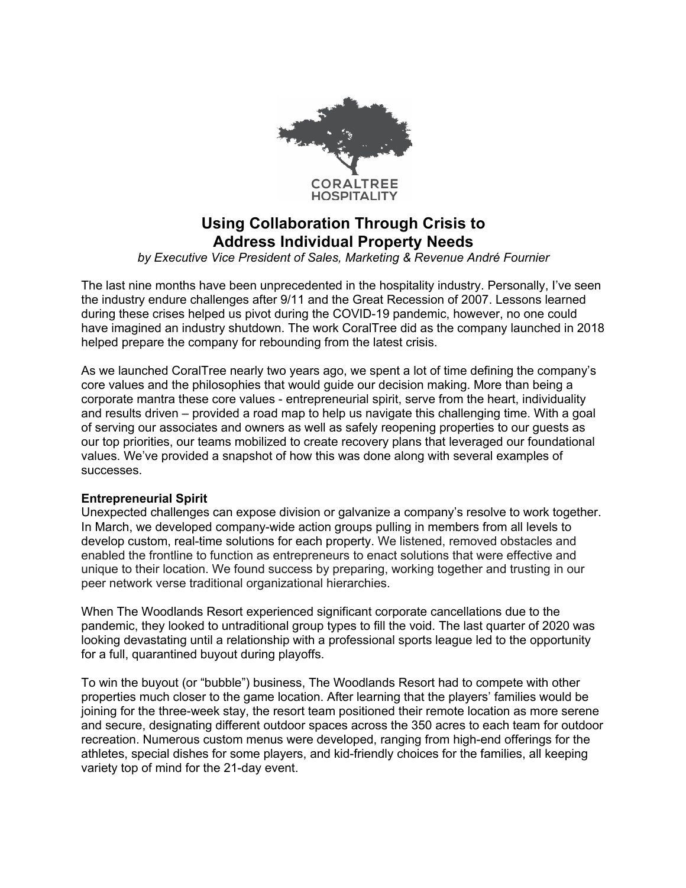CORALTREE HOSPITALITY

# Using Collaboration Through Crisis to Address Individual Property Needs

*by Executive Vice President of Sales, Marketing & Revenue André Fournier*

The last nine months have been unprecedented in the hospitality industry. Personally, I've seen the industry endure challenges after 9/11 and the Great Recession of 2007. Lessons learned during these crises helped us pivot during the COVID-19 pandemic, however, no one could have imagined an industry shutdown. The work CoralTree did as the company launched in 2018 helped prepare the company for rebounding from the latest crisis.

As we launched CoralTree nearly two years ago, we spent a lot of time defining the company's core values and the philosophies that would guide our decision making. More than being a corporate mantra these core values - entrepreneurial spirit, serve from the heart, individuality and results driven – provided a road map to help us navigate this challenging time. With a goal of serving our associates and owners as well as safely reopening properties to our guests as our top priorities, our teams mobilized to create recovery plans that leveraged our foundational values. We've provided a snapshot of how this was done along with several examples of successes.

**Entrepreneurial Spirit**

Unexpected challenges can expose division or galvanize a company's resolve to work together. In March, we developed company-wide action groups pulling in members from all levels to develop custom, real-time solutions for each property. We listened, removed obstacles and enabled the frontline to function as entrepreneurs to enact solutions that were effective and unique to their location. We found success by preparing, working together and trusting in our peer network verse traditional organizational hierarchies.

When The Woodlands Resort experienced significant corporate cancellations due to the pandemic, they looked to untraditional group types to fill the void. The last quarter of 2020 was looking devastating until a relationship with a professional sports league led to the opportunity for a full, quarantined buyout during playoffs.

To win the buyout (or "bubble") business, The Woodlands Resort had to compete with other properties much closer to the game location. After learning that the players' families would be joining for the three-week stay, the resort team positioned their remote location as more serene and secure, designating different outdoor spaces across the 350 acres to each team for outdoor recreation. Numerous custom menus were developed, ranging from high-end offerings for the athletes, special dishes for some players, and kid-friendly choices for the families, all keeping variety top of mind for the 21-day event.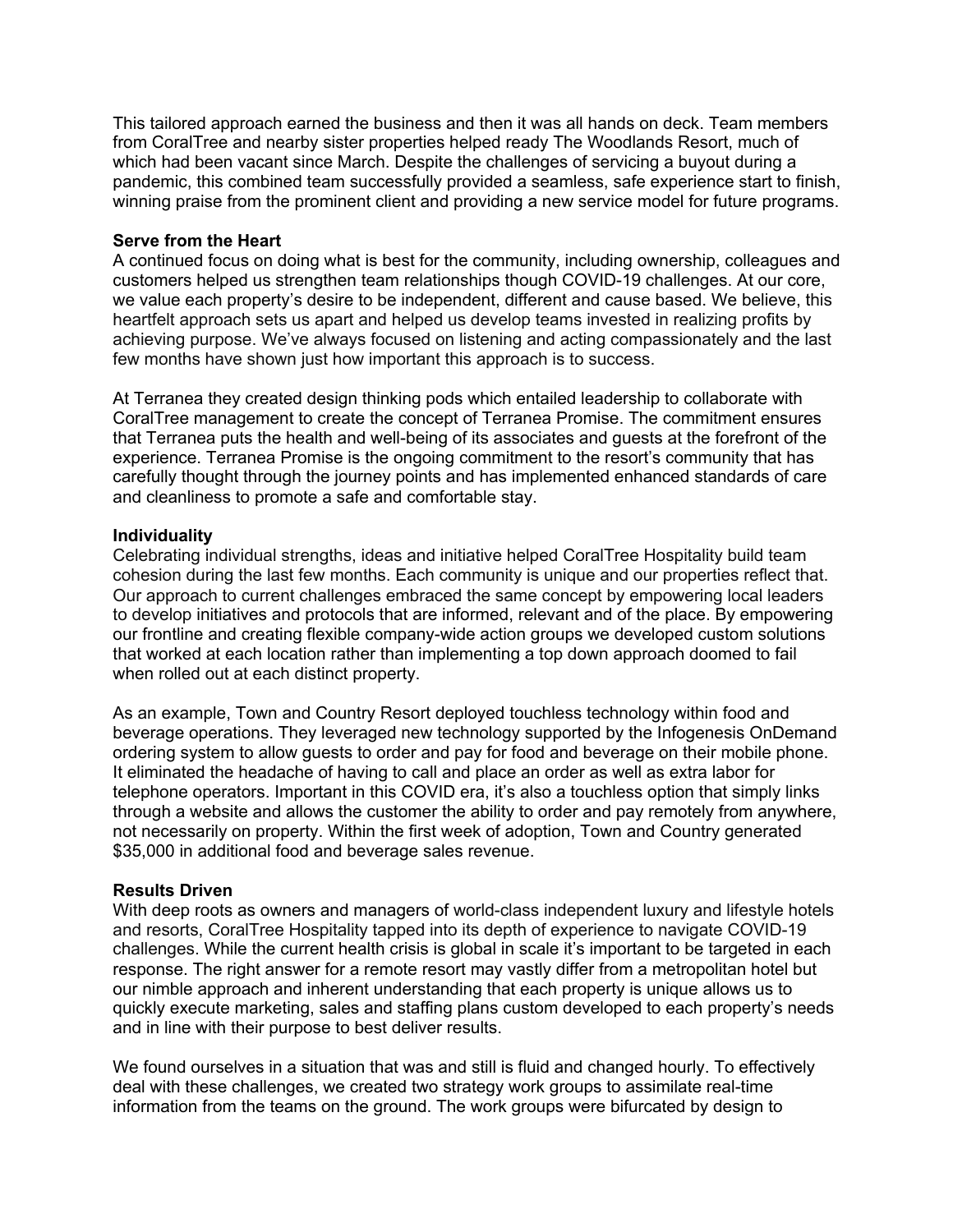This tailored approach earned the business and then it was all hands on deck. Team members from CoralTree and nearby sister properties helped ready The Woodlands Resort, much of which had been vacant since March. Despite the challenges of servicing a buyout during a pandemic, this combined team successfully provided a seamless, safe experience start to finish, winning praise from the prominent client and providing a new service model for future programs.

**Serve from the Heart**

A continued focus on doing what is best for the community, including ownership, colleagues and customers helped us strengthen team relationships though COVID-19 challenges. At our core, we value each property's desire to be independent, different and cause based. We believe, this heartfelt approach sets us apart and helped us develop teams invested in realizing profits by achieving purpose. We've always focused on listening and acting compassionately and the last few months have shown just how important this approach is to success.

At Terranea they created design thinking pods which entailed leadership to collaborate with CoralTree management to create the concept of Terranea Promise. The commitment ensures that Terranea puts the health and well-being of its associates and guests at the forefront of the experience. Terranea Promise is the ongoing commitment to the resort's community that has carefully thought through the journey points and has implemented enhanced standards of care and cleanliness to promote a safe and comfortable stay.

**Individuality**

Celebrating individual strengths, ideas and initiative helped CoralTree Hospitality build team cohesion during the last few months. Each community is unique and our properties reflect that. Our approach to current challenges embraced the same concept by empowering local leaders to develop initiatives and protocols that are informed, relevant and of the place. By empowering our frontline and creating flexible company-wide action groups we developed custom solutions that worked at each location rather than implementing a top down approach doomed to fail when rolled out at each distinct property.

As an example, Town and Country Resort deployed touchless technology within food and beverage operations. They leveraged new technology supported by the Infogenesis OnDemand ordering system to allow guests to order and pay for food and beverage on their mobile phone. It eliminated the headache of having to call and place an order as well as extra labor for telephone operators. Important in this COVID era, it's also a touchless option that simply links through a website and allows the customer the ability to order and pay remotely from anywhere, not necessarily on property. Within the first week of adoption, Town and Country generated $35,000 in additional food and beverage sales revenue.

**Results Driven**

With deep roots as owners and managers of world-class independent luxury and lifestyle hotels and resorts, CoralTree Hospitality tapped into its depth of experience to navigate COVID-19 challenges. While the current health crisis is global in scale it's important to be targeted in each response. The right answer for a remote resort may vastly differ from a metropolitan hotel but our nimble approach and inherent understanding that each property is unique allows us to quickly execute marketing, sales and staffing plans custom developed to each property's needs and in line with their purpose to best deliver results.

We found ourselves in a situation that was and still is fluid and changed hourly. To effectively deal with these challenges, we created two strategy work groups to assimilate real-time information from the teams on the ground. The work groups were bifurcated by design to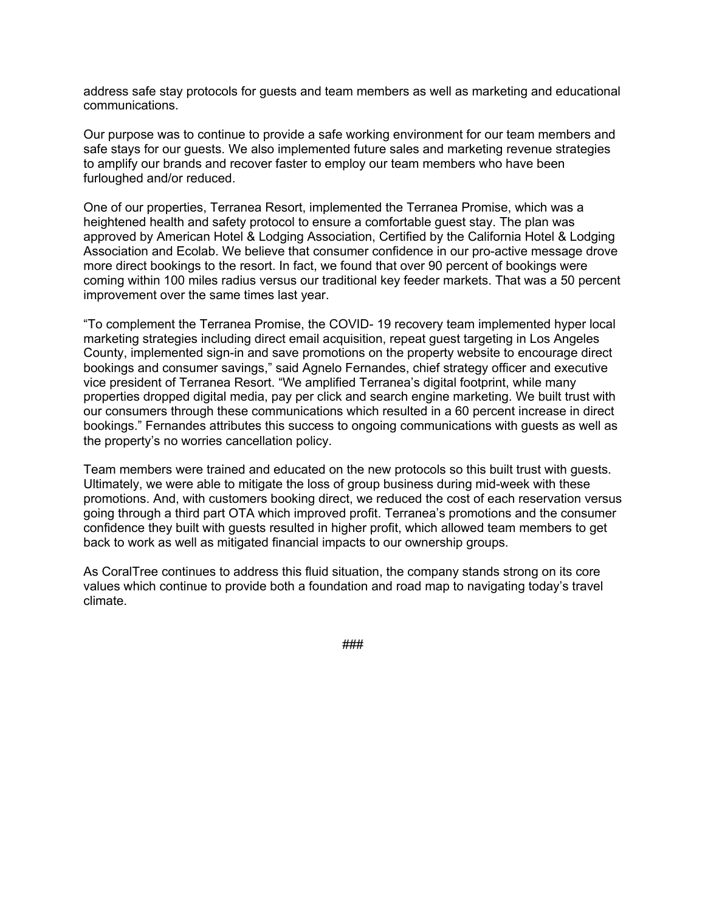address safe stay protocols for guests and team members as well as marketing and educational communications.

Our purpose was to continue to provide a safe working environment for our team members and safe stays for our guests. We also implemented future sales and marketing revenue strategies to amplify our brands and recover faster to employ our team members who have been furloughed and/or reduced.

One of our properties, Terranea Resort, implemented the Terranea Promise, which was a heightened health and safety protocol to ensure a comfortable guest stay. The plan was approved by American Hotel & Lodging Association, Certified by the California Hotel & Lodging Association and Ecolab. We believe that consumer confidence in our pro-active message drove more direct bookings to the resort. In fact, we found that over 90 percent of bookings were coming within 100 miles radius versus our traditional key feeder markets. That was a 50 percent improvement over the same times last year.

"To complement the Terranea Promise, the COVID- 19 recovery team implemented hyper local marketing strategies including direct email acquisition, repeat guest targeting in Los Angeles County, implemented sign-in and save promotions on the property website to encourage direct bookings and consumer savings," said Agnelo Fernandes, chief strategy officer and executive vice president of Terranea Resort. "We amplified Terranea's digital footprint, while many properties dropped digital media, pay per click and search engine marketing. We built trust with our consumers through these communications which resulted in a 60 percent increase in direct bookings." Fernandes attributes this success to ongoing communications with guests as well as the property's no worries cancellation policy.

Team members were trained and educated on the new protocols so this built trust with guests. Ultimately, we were able to mitigate the loss of group business during mid-week with these promotions. And, with customers booking direct, we reduced the cost of each reservation versus going through a third part OTA which improved profit. Terranea's promotions and the consumer confidence they built with guests resulted in higher profit, which allowed team members to get back to work as well as mitigated financial impacts to our ownership groups.

As CoralTree continues to address this fluid situation, the company stands strong on its core values which continue to provide both a foundation and road map to navigating today's travel climate.

###